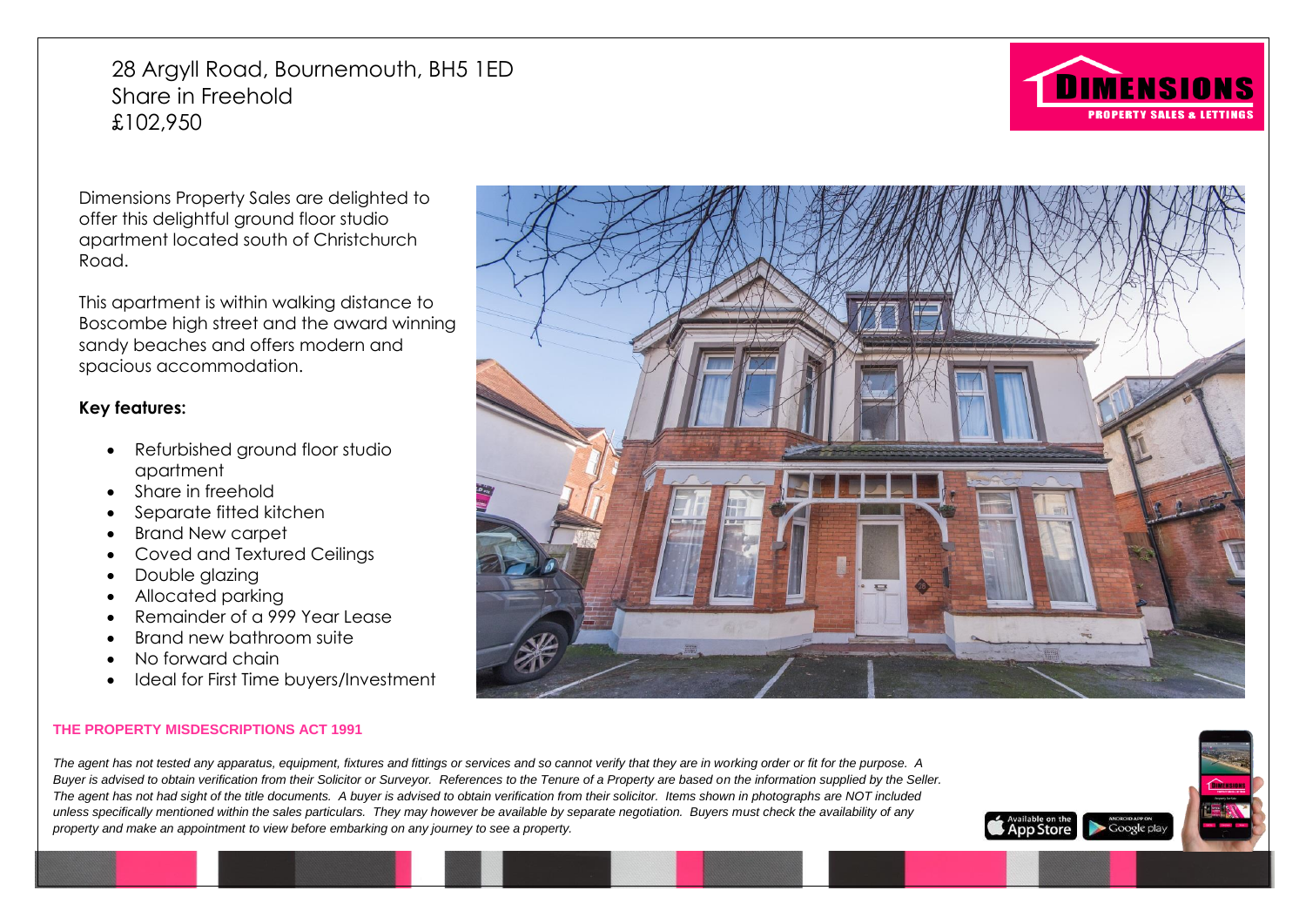# 28 Argyll Road, Bournemouth, BH5 1ED
## Share in Freehold
## £102,950

Dimensions Property Sales are delighted to offer this delightful ground floor studio apartment located south of Christchurch Road.

This apartment is within walking distance to Boscombe high street and the award winning sandy beaches and offers modern and spacious accommodation.

**Key features:**

- Refurbished ground floor studio apartment
- Share in freehold
- Separate fitted kitchen
- Brand New carpet
- Coved and Textured Ceilings
- Double glazing
- Allocated parking
- Remainder of a 999 Year Lease
- Brand new bathroom suite
- No forward chain
- Ideal for First Time buyers/Investment

**THE PROPERTY MISDESCRIPTIONS ACT 1991**

*The agent has not tested any apparatus, equipment, fixtures and fittings or services and so cannot verify that they are in working order or fit for the purpose. A Buyer is advised to obtain verification from their Solicitor or Surveyor. References to the Tenure of a Property are based on the information supplied by the Seller. The agent has not had sight of the title documents. A buyer is advised to obtain verification from their solicitor. Items shown in photographs are NOT included unless specifically mentioned within the sales particulars. They may however be available by separate negotiation. Buyers must check the availability of any property and make an appointment to view before embarking on any journey to see a property.*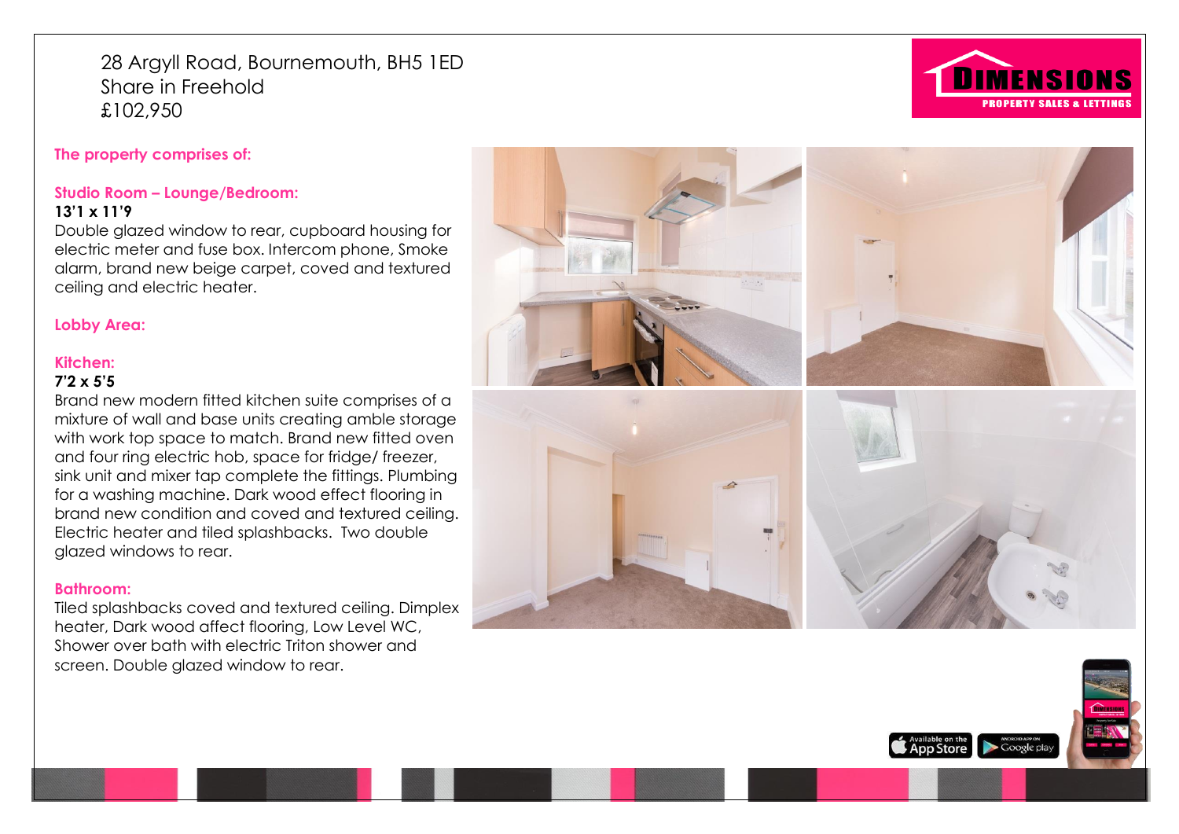28 Argyll Road, Bournemouth, BH5 1ED
Share in Freehold
£102,950

DIMENSIONS
PROPERTY SALES & LETTINGS

## The property comprises of:

### Studio Room – Lounge/Bedroom:

**13'1 x 11'9**

Double glazed window to rear, cupboard housing for electric meter and fuse box. Intercom phone, Smoke alarm, brand new beige carpet, coved and textured ceiling and electric heater.

### Lobby Area:

### Kitchen:

**7'2 x 5'5**

Brand new modern fitted kitchen suite comprises of a mixture of wall and base units creating amble storage with work top space to match. Brand new fitted oven and four ring electric hob, space for fridge/ freezer, sink unit and mixer tap complete the fittings. Plumbing for a washing machine. Dark wood effect flooring in brand new condition and coved and textured ceiling. Electric heater and tiled splashbacks. Two double glazed windows to rear.

### Bathroom:

Tiled splashbacks coved and textured ceiling. Dimplex heater, Dark wood affect flooring, Low Level WC, Shower over bath with electric Triton shower and screen. Double glazed window to rear.

Available on the App Store

ANDROID APP ON Google play